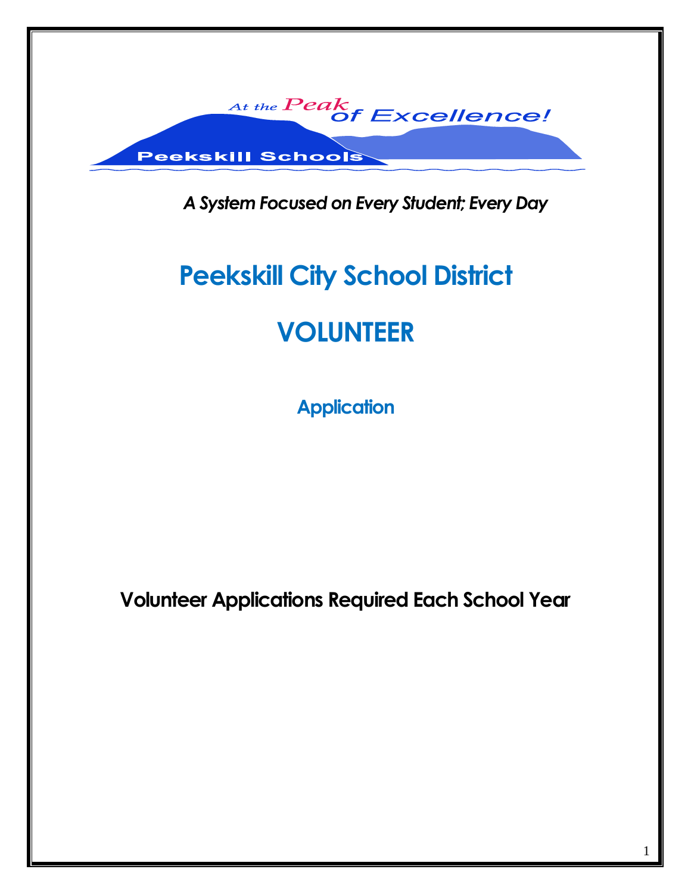At the Peak of Excellence!

Peekskill Schools

*A System Focused on Every Student; Every Day*

# Peekskill City School District

# VOLUNTEER

## Application

**Volunteer Applications Required Each School Year**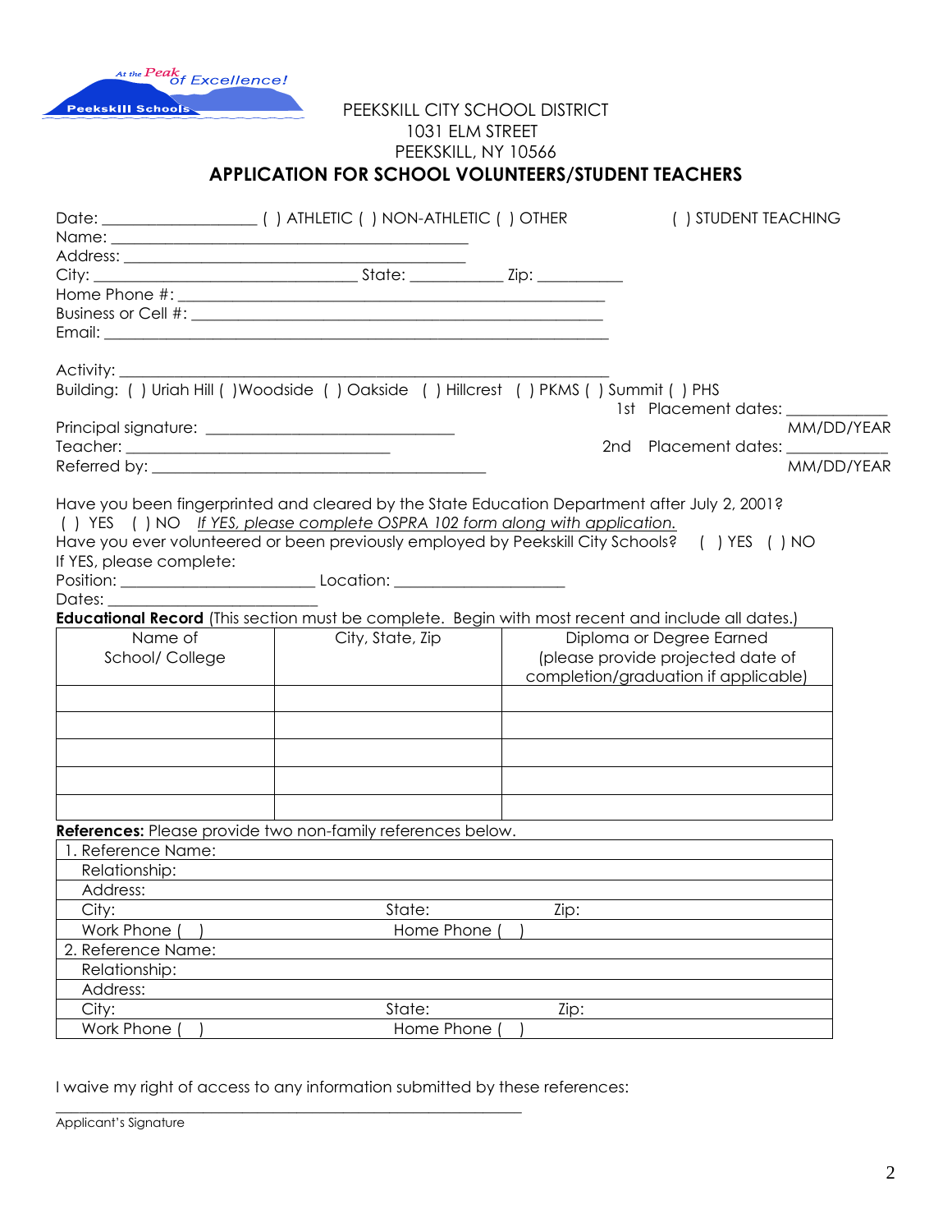PEEKSKILL CITY SCHOOL DISTRICT
1031 ELM STREET
PEEKSKILL, NY 10566

## APPLICATION FOR SCHOOL VOLUNTEERS/STUDENT TEACHERS

Date: __________________ ( ) ATHLETIC ( ) NON-ATHLETIC ( ) OTHER ( ) STUDENT TEACHING
Name: ___________________________________________
Address: __________________________________________
City: ______________________________ State: ___________ Zip: ___________
Home Phone #: ______________________________________________________
Business or Cell #: ___________________________________________________
Email: ____________________________________________________________

Activity: ______________________________________________________________
Building: ( ) Uriah Hill ( ) Woodside ( ) Oakside ( ) Hillcrest ( ) PKMS ( ) Summit ( ) PHS
Principal signature: _______________________________ 1st Placement dates: ____________ MM/DD/YEAR
Teacher: _________________________________ 2nd Placement dates: ____________ MM/DD/YEAR
Referred by: __________________________________________

Have you been fingerprinted and cleared by the State Education Department after July 2, 2001?
( ) YES ( ) NO *If YES, please complete OSPRA 102 form along with application.*
Have you ever volunteered or been previously employed by Peekskill City Schools? ( ) YES ( ) NO
If YES, please complete:
Position: ________________________ Location: _____________________
Dates: _________________________

**Educational Record** (This section must be complete. Begin with most recent and include all dates.)

| Name of School/ College | City, State, Zip | Diploma or Degree Earned (please provide projected date of completion/graduation if applicable) |
|---|---|---|
| | | |
| | | |
| | | |
| | | |
| | | |

**References:** Please provide two non-family references below.

| | | |
|---|---|---|
| 1. Reference Name: | | |
| Relationship: | | |
| Address: | | |
| City: | State: | Zip: |
| Work Phone ( ) | Home Phone ( ) | |
| 2. Reference Name: | | |
| Relationship: | | |
| Address: | | |
| City: | State: | Zip: |
| Work Phone ( ) | Home Phone ( ) | |

I waive my right of access to any information submitted by these references:

_____________________________________________________________
Applicant's Signature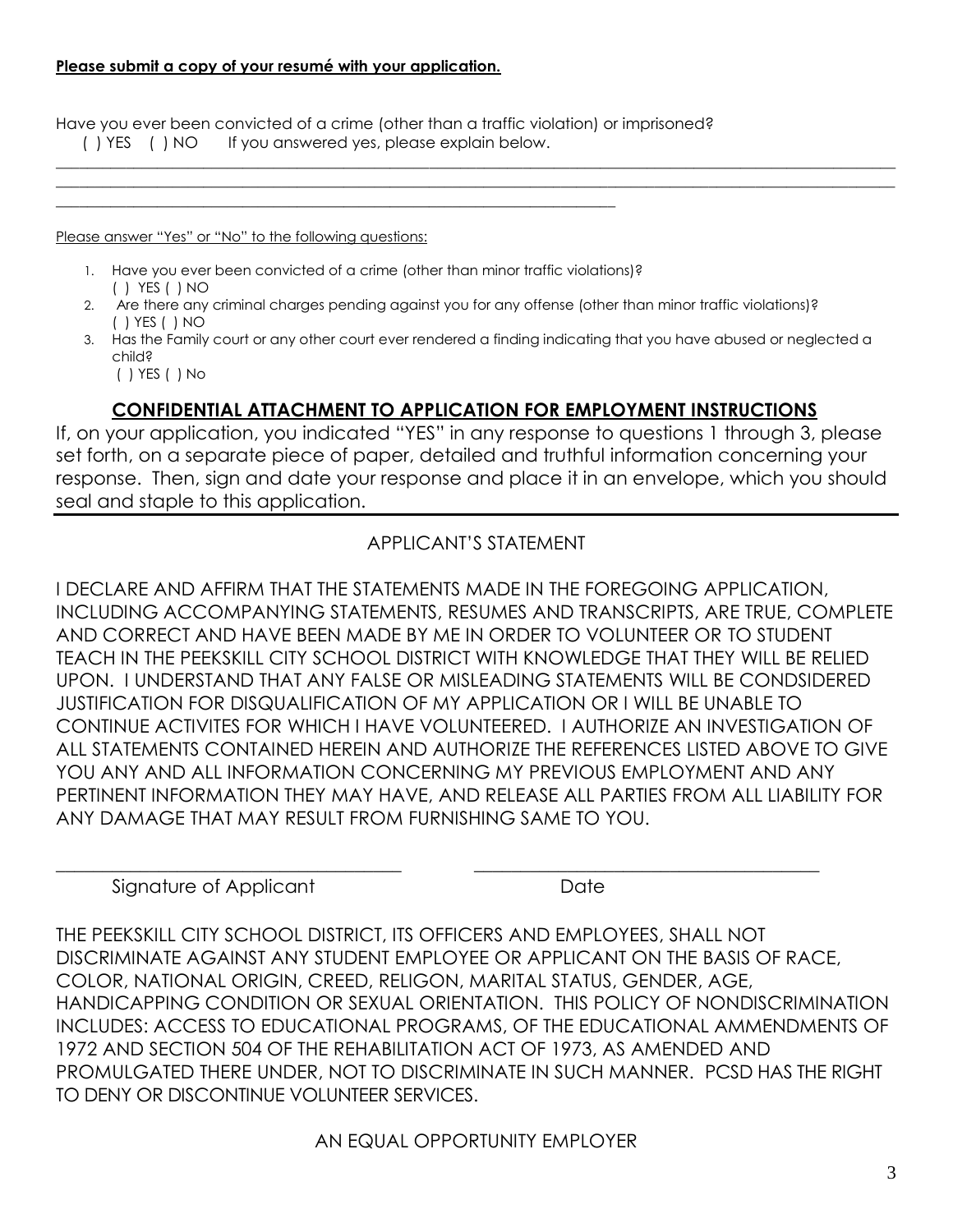**Please submit a copy of your resumé with your application.**

Have you ever been convicted of a crime (other than a traffic violation) or imprisoned?
( ) YES ( ) NO If you answered yes, please explain below.

\_\_\_\_\_\_\_\_\_\_\_\_\_\_\_\_\_\_\_\_\_\_\_\_\_\_\_\_\_\_\_\_\_\_\_\_\_\_\_\_\_\_\_\_\_\_\_\_\_\_\_\_\_\_\_\_\_\_\_\_\_\_\_\_\_\_\_\_\_\_\_\_\_\_\_\_\_\_\_\_\_\_\_\_\_\_
\_\_\_\_\_\_\_\_\_\_\_\_\_\_\_\_\_\_\_\_\_\_\_\_\_\_\_\_\_\_\_\_\_\_\_\_\_\_\_\_\_\_\_\_\_\_\_\_\_\_\_\_\_\_\_\_\_\_\_\_\_\_\_\_\_\_\_\_\_\_\_\_\_\_\_\_\_\_\_\_\_\_\_\_\_\_
\_\_\_\_\_\_\_\_\_\_\_\_\_\_\_\_\_\_\_\_\_\_\_\_\_\_\_\_\_\_\_\_\_\_\_\_\_\_\_\_\_\_\_\_\_\_\_\_\_\_\_\_\_\_\_\_\_\_\_\_

Please answer "Yes" or "No" to the following questions:

1. Have you ever been convicted of a crime (other than minor traffic violations)?
   ( ) YES ( ) NO
2. Are there any criminal charges pending against you for any offense (other than minor traffic violations)?
   ( ) YES ( ) NO
3. Has the Family court or any other court ever rendered a finding indicating that you have abused or neglected a child?
   ( ) YES ( ) No

## CONFIDENTIAL ATTACHMENT TO APPLICATION FOR EMPLOYMENT INSTRUCTIONS

If, on your application, you indicated "YES" in any response to questions 1 through 3, please set forth, on a separate piece of paper, detailed and truthful information concerning your response. Then, sign and date your response and place it in an envelope, which you should seal and staple to this application.

---

APPLICANT'S STATEMENT

I DECLARE AND AFFIRM THAT THE STATEMENTS MADE IN THE FOREGOING APPLICATION, INCLUDING ACCOMPANYING STATEMENTS, RESUMES AND TRANSCRIPTS, ARE TRUE, COMPLETE AND CORRECT AND HAVE BEEN MADE BY ME IN ORDER TO VOLUNTEER OR TO STUDENT TEACH IN THE PEEKSKILL CITY SCHOOL DISTRICT WITH KNOWLEDGE THAT THEY WILL BE RELIED UPON. I UNDERSTAND THAT ANY FALSE OR MISLEADING STATEMENTS WILL BE CONDSIDERED JUSTIFICATION FOR DISQUALIFICATION OF MY APPLICATION OR I WILL BE UNABLE TO CONTINUE ACTIVITES FOR WHICH I HAVE VOLUNTEERED. I AUTHORIZE AN INVESTIGATION OF ALL STATEMENTS CONTAINED HEREIN AND AUTHORIZE THE REFERENCES LISTED ABOVE TO GIVE YOU ANY AND ALL INFORMATION CONCERNING MY PREVIOUS EMPLOYMENT AND ANY PERTINENT INFORMATION THEY MAY HAVE, AND RELEASE ALL PARTIES FROM ALL LIABILITY FOR ANY DAMAGE THAT MAY RESULT FROM FURNISHING SAME TO YOU.

\_\_\_\_\_\_\_\_\_\_\_\_\_\_\_\_\_\_\_\_\_\_\_\_\_\_\_\_\_\_\_\_ \_\_\_\_\_\_\_\_\_\_\_\_\_\_\_\_\_\_\_\_\_\_\_\_\_\_\_\_\_\_\_\_
Signature of Applicant Date

THE PEEKSKILL CITY SCHOOL DISTRICT, ITS OFFICERS AND EMPLOYEES, SHALL NOT DISCRIMINATE AGAINST ANY STUDENT EMPLOYEE OR APPLICANT ON THE BASIS OF RACE, COLOR, NATIONAL ORIGIN, CREED, RELIGON, MARITAL STATUS, GENDER, AGE, HANDICAPPING CONDITION OR SEXUAL ORIENTATION. THIS POLICY OF NONDISCRIMINATION INCLUDES: ACCESS TO EDUCATIONAL PROGRAMS, OF THE EDUCATIONAL AMMENDMENTS OF 1972 AND SECTION 504 OF THE REHABILITATION ACT OF 1973, AS AMENDED AND PROMULGATED THERE UNDER, NOT TO DISCRIMINATE IN SUCH MANNER. PCSD HAS THE RIGHT TO DENY OR DISCONTINUE VOLUNTEER SERVICES.

AN EQUAL OPPORTUNITY EMPLOYER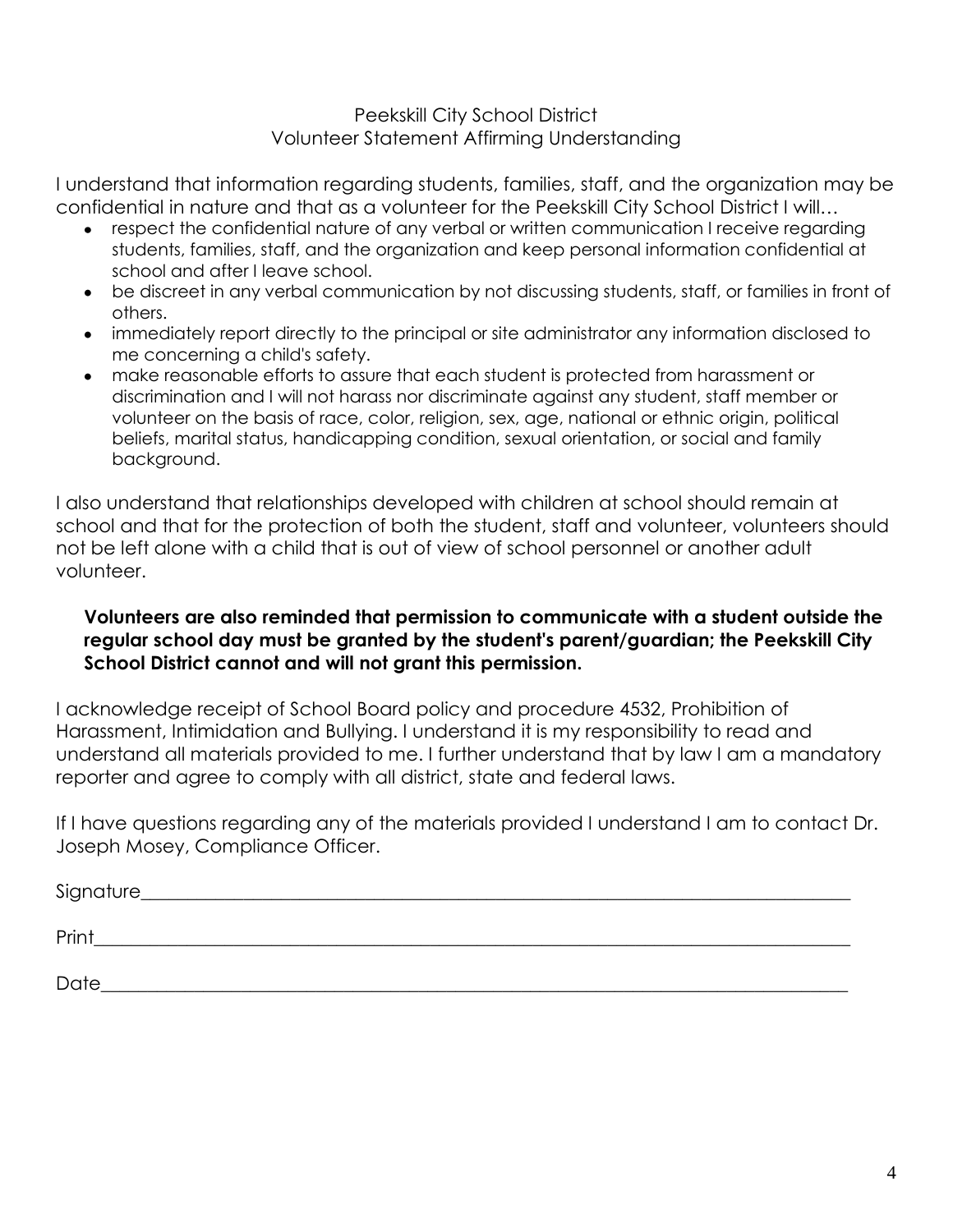Peekskill City School District
Volunteer Statement Affirming Understanding

I understand that information regarding students, families, staff, and the organization may be confidential in nature and that as a volunteer for the Peekskill City School District I will…

- respect the confidential nature of any verbal or written communication I receive regarding students, families, staff, and the organization and keep personal information confidential at school and after I leave school.
- be discreet in any verbal communication by not discussing students, staff, or families in front of others.
- immediately report directly to the principal or site administrator any information disclosed to me concerning a child's safety.
- make reasonable efforts to assure that each student is protected from harassment or discrimination and I will not harass nor discriminate against any student, staff member or volunteer on the basis of race, color, religion, sex, age, national or ethnic origin, political beliefs, marital status, handicapping condition, sexual orientation, or social and family background.

I also understand that relationships developed with children at school should remain at school and that for the protection of both the student, staff and volunteer, volunteers should not be left alone with a child that is out of view of school personnel or another adult volunteer.

**Volunteers are also reminded that permission to communicate with a student outside the regular school day must be granted by the student's parent/guardian; the Peekskill City School District cannot and will not grant this permission.**

I acknowledge receipt of School Board policy and procedure 4532, Prohibition of Harassment, Intimidation and Bullying. I understand it is my responsibility to read and understand all materials provided to me. I further understand that by law I am a mandatory reporter and agree to comply with all district, state and federal laws.

If I have questions regarding any of the materials provided I understand I am to contact Dr. Joseph Mosey, Compliance Officer.

Signature\_\_\_\_\_\_\_\_\_\_\_\_\_\_\_\_\_\_\_\_\_\_\_\_\_\_\_\_\_\_\_\_\_\_\_\_\_\_\_\_\_\_\_\_\_\_\_\_\_\_\_\_\_\_\_\_\_\_\_\_\_\_\_\_\_\_\_\_\_\_

Print\_\_\_\_\_\_\_\_\_\_\_\_\_\_\_\_\_\_\_\_\_\_\_\_\_\_\_\_\_\_\_\_\_\_\_\_\_\_\_\_\_\_\_\_\_\_\_\_\_\_\_\_\_\_\_\_\_\_\_\_\_\_\_\_\_\_\_\_\_\_\_\_\_\_

Date\_\_\_\_\_\_\_\_\_\_\_\_\_\_\_\_\_\_\_\_\_\_\_\_\_\_\_\_\_\_\_\_\_\_\_\_\_\_\_\_\_\_\_\_\_\_\_\_\_\_\_\_\_\_\_\_\_\_\_\_\_\_\_\_\_\_\_\_\_\_\_\_\_\_